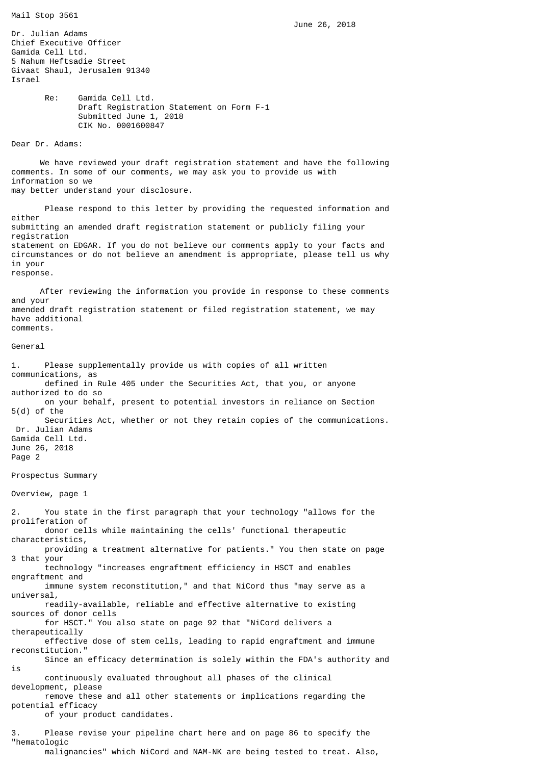Mail Stop 3561

June 26, 2018

Dr. Julian Adams
Chief Executive Officer
Gamida Cell Ltd.
5 Nahum Heftsadie Street
Givaat Shaul, Jerusalem 91340
Israel

Re: Gamida Cell Ltd.
Draft Registration Statement on Form F-1
Submitted June 1, 2018
CIK No. 0001600847

Dear Dr. Adams:

We have reviewed your draft registration statement and have the following comments. In some of our comments, we may ask you to provide us with information so we may better understand your disclosure.

Please respond to this letter by providing the requested information and either submitting an amended draft registration statement or publicly filing your registration statement on EDGAR. If you do not believe our comments apply to your facts and circumstances or do not believe an amendment is appropriate, please tell us why in your response.

After reviewing the information you provide in response to these comments and your amended draft registration statement or filed registration statement, we may have additional comments.

General

1. Please supplementally provide us with copies of all written communications, as defined in Rule 405 under the Securities Act, that you, or anyone authorized to do so on your behalf, present to potential investors in reliance on Section 5(d) of the Securities Act, whether or not they retain copies of the communications.

Prospectus Summary

Overview, page 1

2. You state in the first paragraph that your technology "allows for the proliferation of donor cells while maintaining the cells' functional therapeutic characteristics, providing a treatment alternative for patients." You then state on page 3 that your technology "increases engraftment efficiency in HSCT and enables engraftment and immune system reconstitution," and that NiCord thus "may serve as a universal, readily-available, reliable and effective alternative to existing sources of donor cells for HSCT." You also state on page 92 that "NiCord delivers a therapeutically effective dose of stem cells, leading to rapid engraftment and immune reconstitution." Since an efficacy determination is solely within the FDA's authority and is continuously evaluated throughout all phases of the clinical development, please remove these and all other statements or implications regarding the potential efficacy of your product candidates.

3. Please revise your pipeline chart here and on page 86 to specify the "hematologic malignancies" which NiCord and NAM-NK are being tested to treat. Also,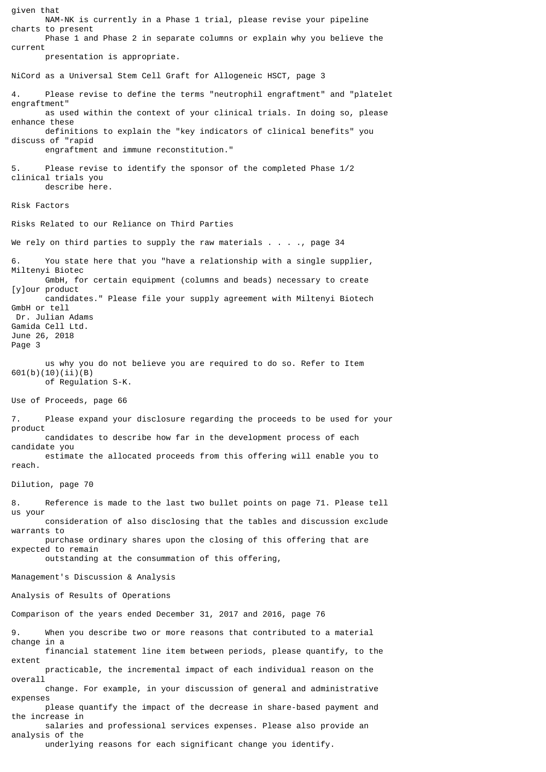given that NAM-NK is currently in a Phase 1 trial, please revise your pipeline charts to present Phase 1 and Phase 2 in separate columns or explain why you believe the current presentation is appropriate.

NiCord as a Universal Stem Cell Graft for Allogeneic HSCT, page 3

4. Please revise to define the terms "neutrophil engraftment" and "platelet engraftment" as used within the context of your clinical trials. In doing so, please enhance these definitions to explain the "key indicators of clinical benefits" you discuss of "rapid engraftment and immune reconstitution."

5. Please revise to identify the sponsor of the completed Phase 1/2 clinical trials you describe here.

Risk Factors

Risks Related to our Reliance on Third Parties

We rely on third parties to supply the raw materials . . . ., page 34

6. You state here that you "have a relationship with a single supplier, Miltenyi Biotec GmbH, for certain equipment (columns and beads) necessary to create [y]our product candidates." Please file your supply agreement with Miltenyi Biotech GmbH or tell us why you do not believe you are required to do so. Refer to Item 601(b)(10)(ii)(B) of Regulation S-K.

Use of Proceeds, page 66

7. Please expand your disclosure regarding the proceeds to be used for your product candidates to describe how far in the development process of each candidate you estimate the allocated proceeds from this offering will enable you to reach.

Dilution, page 70

8. Reference is made to the last two bullet points on page 71. Please tell us your consideration of also disclosing that the tables and discussion exclude warrants to purchase ordinary shares upon the closing of this offering that are expected to remain outstanding at the consummation of this offering,

Management's Discussion & Analysis

Analysis of Results of Operations

Comparison of the years ended December 31, 2017 and 2016, page 76

9. When you describe two or more reasons that contributed to a material change in a financial statement line item between periods, please quantify, to the extent practicable, the incremental impact of each individual reason on the overall change. For example, in your discussion of general and administrative expenses please quantify the impact of the decrease in share-based payment and the increase in salaries and professional services expenses. Please also provide an analysis of the underlying reasons for each significant change you identify.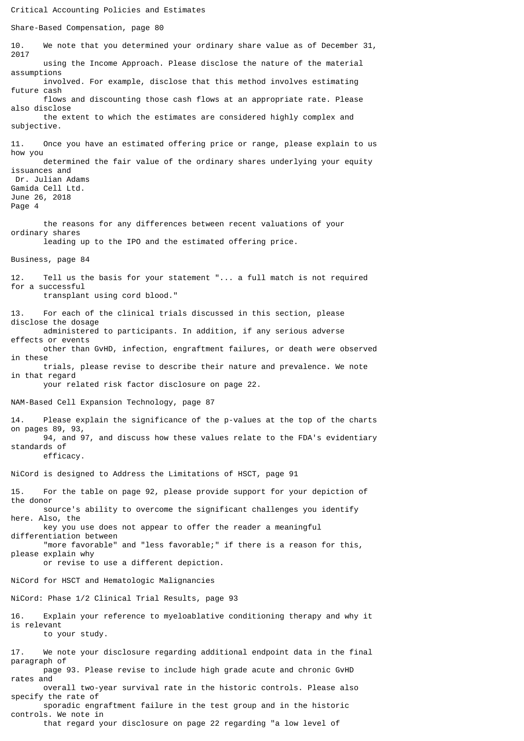Critical Accounting Policies and Estimates

Share-Based Compensation, page 80

10. We note that you determined your ordinary share value as of December 31, 2017 using the Income Approach. Please disclose the nature of the material assumptions involved. For example, disclose that this method involves estimating future cash flows and discounting those cash flows at an appropriate rate. Please also disclose the extent to which the estimates are considered highly complex and subjective.

11. Once you have an estimated offering price or range, please explain to us how you determined the fair value of the ordinary shares underlying your equity issuances and the reasons for any differences between recent valuations of your ordinary shares leading up to the IPO and the estimated offering price.

Business, page 84

12. Tell us the basis for your statement "... a full match is not required for a successful transplant using cord blood."

13. For each of the clinical trials discussed in this section, please disclose the dosage administered to participants. In addition, if any serious adverse effects or events other than GvHD, infection, engraftment failures, or death were observed in these trials, please revise to describe their nature and prevalence. We note in that regard your related risk factor disclosure on page 22.

NAM-Based Cell Expansion Technology, page 87

14. Please explain the significance of the p-values at the top of the charts on pages 89, 93, 94, and 97, and discuss how these values relate to the FDA's evidentiary standards of efficacy.

NiCord is designed to Address the Limitations of HSCT, page 91

15. For the table on page 92, please provide support for your depiction of the donor source's ability to overcome the significant challenges you identify here. Also, the key you use does not appear to offer the reader a meaningful differentiation between "more favorable" and "less favorable;" if there is a reason for this, please explain why or revise to use a different depiction.

NiCord for HSCT and Hematologic Malignancies

NiCord: Phase 1/2 Clinical Trial Results, page 93

16. Explain your reference to myeloablative conditioning therapy and why it is relevant to your study.

17. We note your disclosure regarding additional endpoint data in the final paragraph of page 93. Please revise to include high grade acute and chronic GvHD rates and overall two-year survival rate in the historic controls. Please also specify the rate of sporadic engraftment failure in the test group and in the historic controls. We note in that regard your disclosure on page 22 regarding "a low level of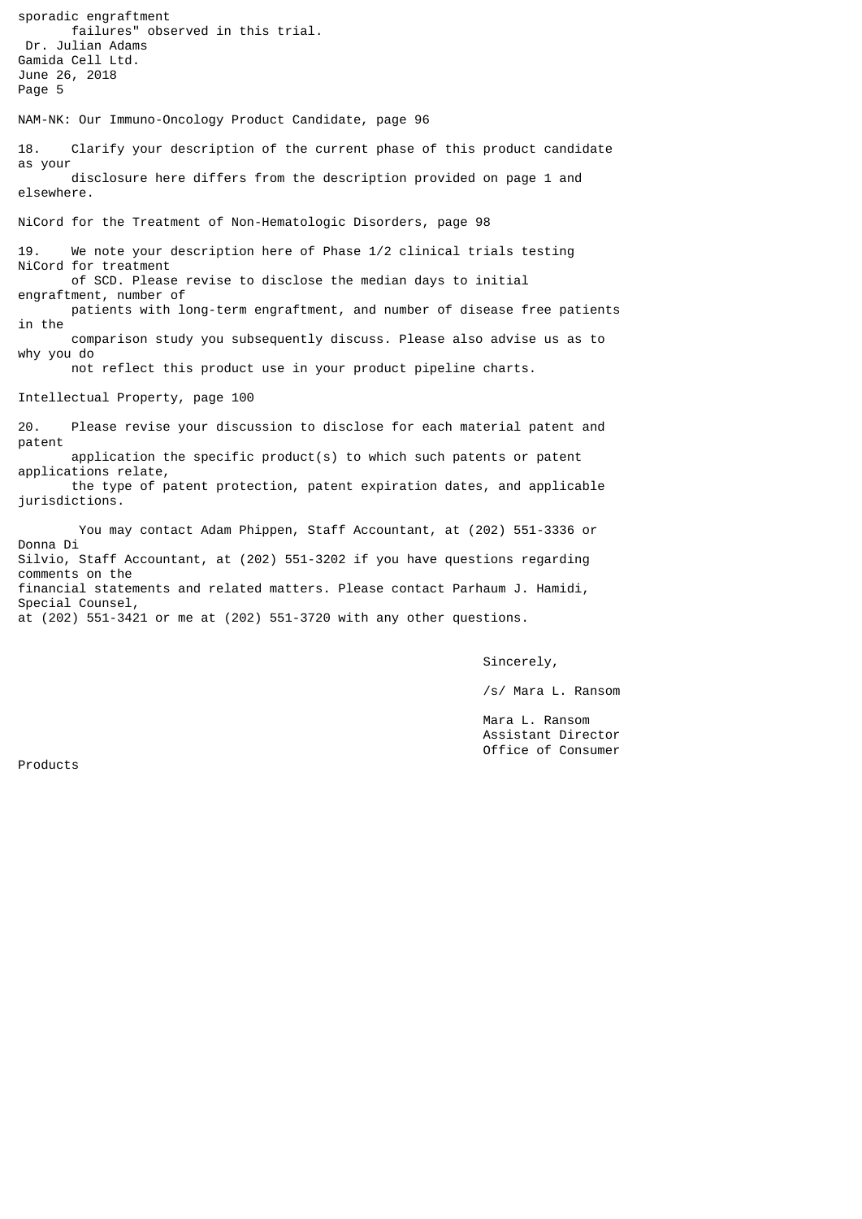sporadic engraftment failures" observed in this trial.

NAM-NK: Our Immuno-Oncology Product Candidate, page 96

18. Clarify your description of the current phase of this product candidate as your disclosure here differs from the description provided on page 1 and elsewhere.

NiCord for the Treatment of Non-Hematologic Disorders, page 98

19. We note your description here of Phase 1/2 clinical trials testing NiCord for treatment of SCD. Please revise to disclose the median days to initial engraftment, number of patients with long-term engraftment, and number of disease free patients in the comparison study you subsequently discuss. Please also advise us as to why you do not reflect this product use in your product pipeline charts.

Intellectual Property, page 100

20. Please revise your discussion to disclose for each material patent and patent application the specific product(s) to which such patents or patent applications relate, the type of patent protection, patent expiration dates, and applicable jurisdictions.

You may contact Adam Phippen, Staff Accountant, at (202) 551-3336 or Donna Di Silvio, Staff Accountant, at (202) 551-3202 if you have questions regarding comments on the financial statements and related matters. Please contact Parhaum J. Hamidi, Special Counsel, at (202) 551-3421 or me at (202) 551-3720 with any other questions.

Sincerely,

/s/ Mara L. Ransom

Mara L. Ransom
Assistant Director
Office of Consumer Products